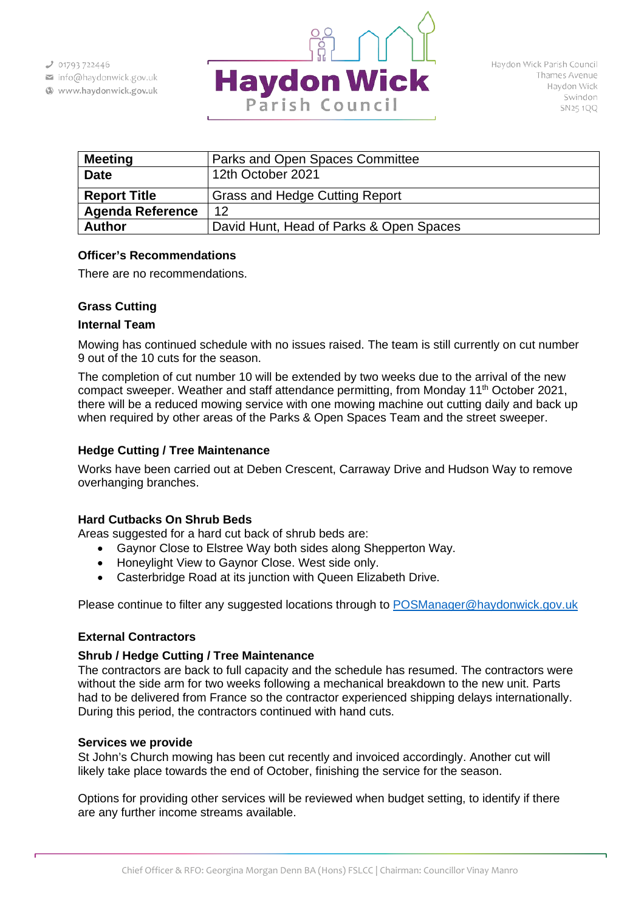01793 722446
info@haydonwick.gov.uk
www.haydonwick.gov.uk

# Haydon Wick Parish Council

Haydon Wick Parish Council
Thames Avenue
Haydon Wick
Swindon
SN25 1QQ

| **Meeting** | Parks and Open Spaces Committee |
|---|---|
| **Date** | 12th October 2021 |
| **Report Title** | Grass and Hedge Cutting Report |
| **Agenda Reference** | 12 |
| **Author** | David Hunt, Head of Parks & Open Spaces |

**Officer's Recommendations**

There are no recommendations.

## Grass Cutting

### Internal Team

Mowing has continued schedule with no issues raised. The team is still currently on cut number 9 out of the 10 cuts for the season.

The completion of cut number 10 will be extended by two weeks due to the arrival of the new compact sweeper. Weather and staff attendance permitting, from Monday 11th October 2021, there will be a reduced mowing service with one mowing machine out cutting daily and back up when required by other areas of the Parks & Open Spaces Team and the street sweeper.

### Hedge Cutting / Tree Maintenance

Works have been carried out at Deben Crescent, Carraway Drive and Hudson Way to remove overhanging branches.

### Hard Cutbacks On Shrub Beds

Areas suggested for a hard cut back of shrub beds are:

- Gaynor Close to Elstree Way both sides along Shepperton Way.
- Honeylight View to Gaynor Close. West side only.
- Casterbridge Road at its junction with Queen Elizabeth Drive.

Please continue to filter any suggested locations through to POSManager@haydonwick.gov.uk

## External Contractors

### Shrub / Hedge Cutting / Tree Maintenance

The contractors are back to full capacity and the schedule has resumed. The contractors were without the side arm for two weeks following a mechanical breakdown to the new unit. Parts had to be delivered from France so the contractor experienced shipping delays internationally. During this period, the contractors continued with hand cuts.

### Services we provide

St John's Church mowing has been cut recently and invoiced accordingly. Another cut will likely take place towards the end of October, finishing the service for the season.

Options for providing other services will be reviewed when budget setting, to identify if there are any further income streams available.

Chief Officer & RFO: Georgina Morgan Denn BA (Hons) FSLCC | Chairman: Councillor Vinay Manro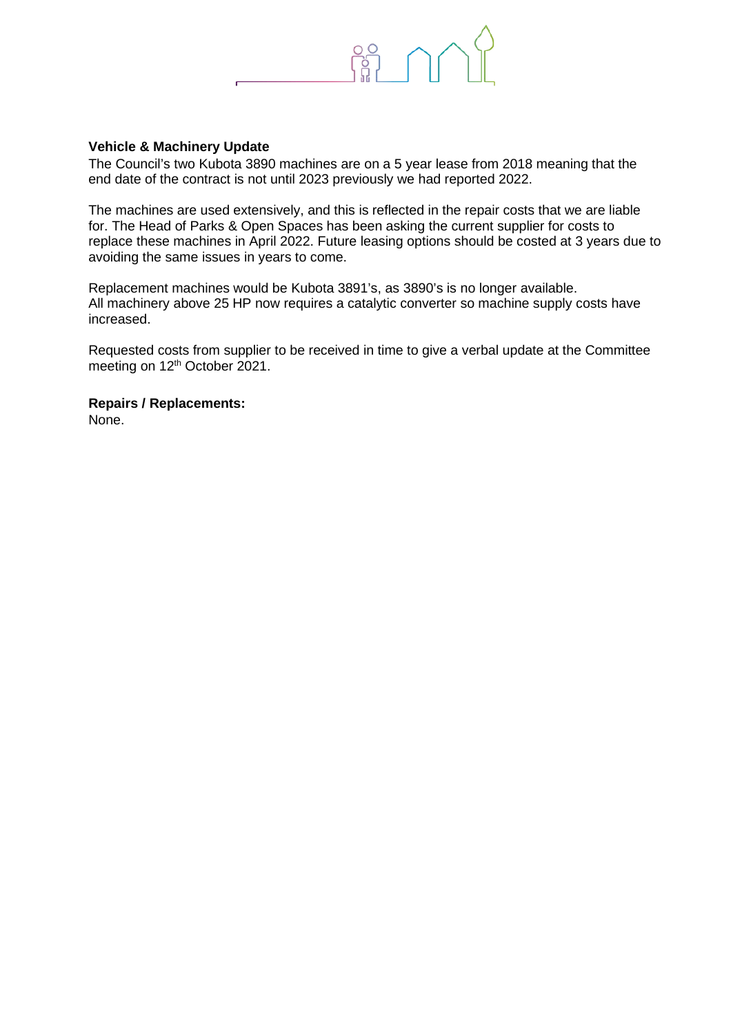**Vehicle & Machinery Update**

The Council's two Kubota 3890 machines are on a 5 year lease from 2018 meaning that the end date of the contract is not until 2023 previously we had reported 2022.

The machines are used extensively, and this is reflected in the repair costs that we are liable for. The Head of Parks & Open Spaces has been asking the current supplier for costs to replace these machines in April 2022. Future leasing options should be costed at 3 years due to avoiding the same issues in years to come.

Replacement machines would be Kubota 3891's, as 3890's is no longer available.
All machinery above 25 HP now requires a catalytic converter so machine supply costs have increased.

Requested costs from supplier to be received in time to give a verbal update at the Committee meeting on 12th October 2021.

**Repairs / Replacements:**
None.